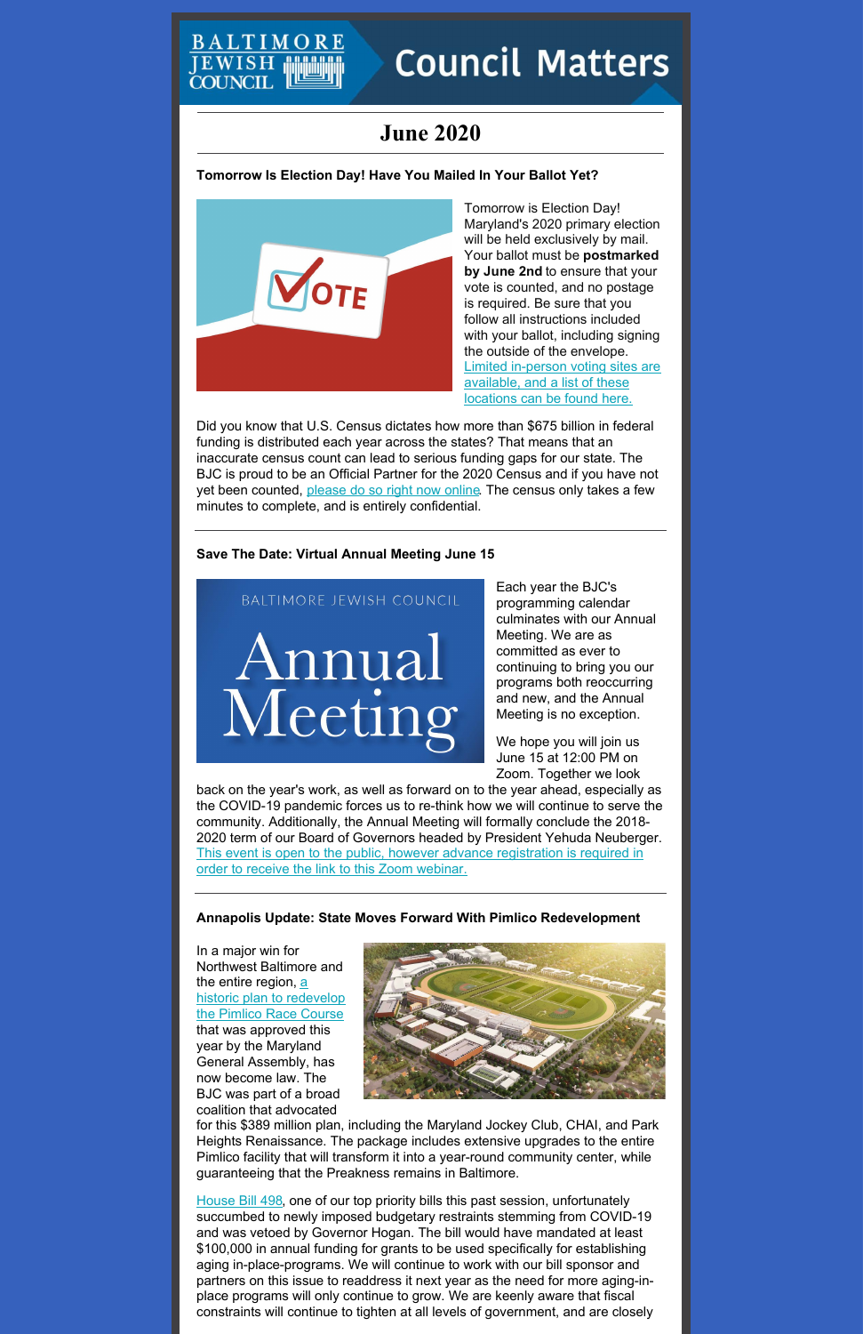# Council Matters

## June 2020

### Tomorrow Is Election Day! Have You Mailed In Your Ballot Yet?

Tomorrow is Election Day! Maryland's 2020 primary election will be held exclusively by mail. Your ballot must be **postmarked by June 2nd** to ensure that your vote is counted, and no postage is required. Be sure that you follow all instructions included with your ballot, including signing the outside of the envelope. Limited in-person voting sites are available, and a list of these locations can be found here.

Did you know that U.S. Census dictates how more than $675 billion in federal funding is distributed each year across the states? That means that an inaccurate census count can lead to serious funding gaps for our state. The BJC is proud to be an Official Partner for the 2020 Census and if you have not yet been counted, please do so right now online. The census only takes a few minutes to complete, and is entirely confidential.

### Save The Date: Virtual Annual Meeting June 15

Each year the BJC's programming calendar culminates with our Annual Meeting. We are as committed as ever to continuing to bring you our programs both reoccurring and new, and the Annual Meeting is no exception.

We hope you will join us June 15 at 12:00 PM on Zoom. Together we look back on the year's work, as well as forward on to the year ahead, especially as the COVID-19 pandemic forces us to re-think how we will continue to serve the community. Additionally, the Annual Meeting will formally conclude the 2018-2020 term of our Board of Governors headed by President Yehuda Neuberger. This event is open to the public, however advance registration is required in order to receive the link to this Zoom webinar.

### Annapolis Update: State Moves Forward With Pimlico Redevelopment

In a major win for Northwest Baltimore and the entire region, a historic plan to redevelop the Pimlico Race Course that was approved this year by the Maryland General Assembly, has now become law. The BJC was part of a broad coalition that advocated for this $389 million plan, including the Maryland Jockey Club, CHAI, and Park Heights Renaissance. The package includes extensive upgrades to the entire Pimlico facility that will transform it into a year-round community center, while guaranteeing that the Preakness remains in Baltimore.

House Bill 498, one of our top priority bills this past session, unfortunately succumbed to newly imposed budgetary restraints stemming from COVID-19 and was vetoed by Governor Hogan. The bill would have mandated at least $100,000 in annual funding for grants to be used specifically for establishing aging in-place-programs. We will continue to work with our bill sponsor and partners on this issue to readdress it next year as the need for more aging-in-place programs will only continue to grow. We are keenly aware that fiscal constraints will continue to tighten at all levels of government, and are closely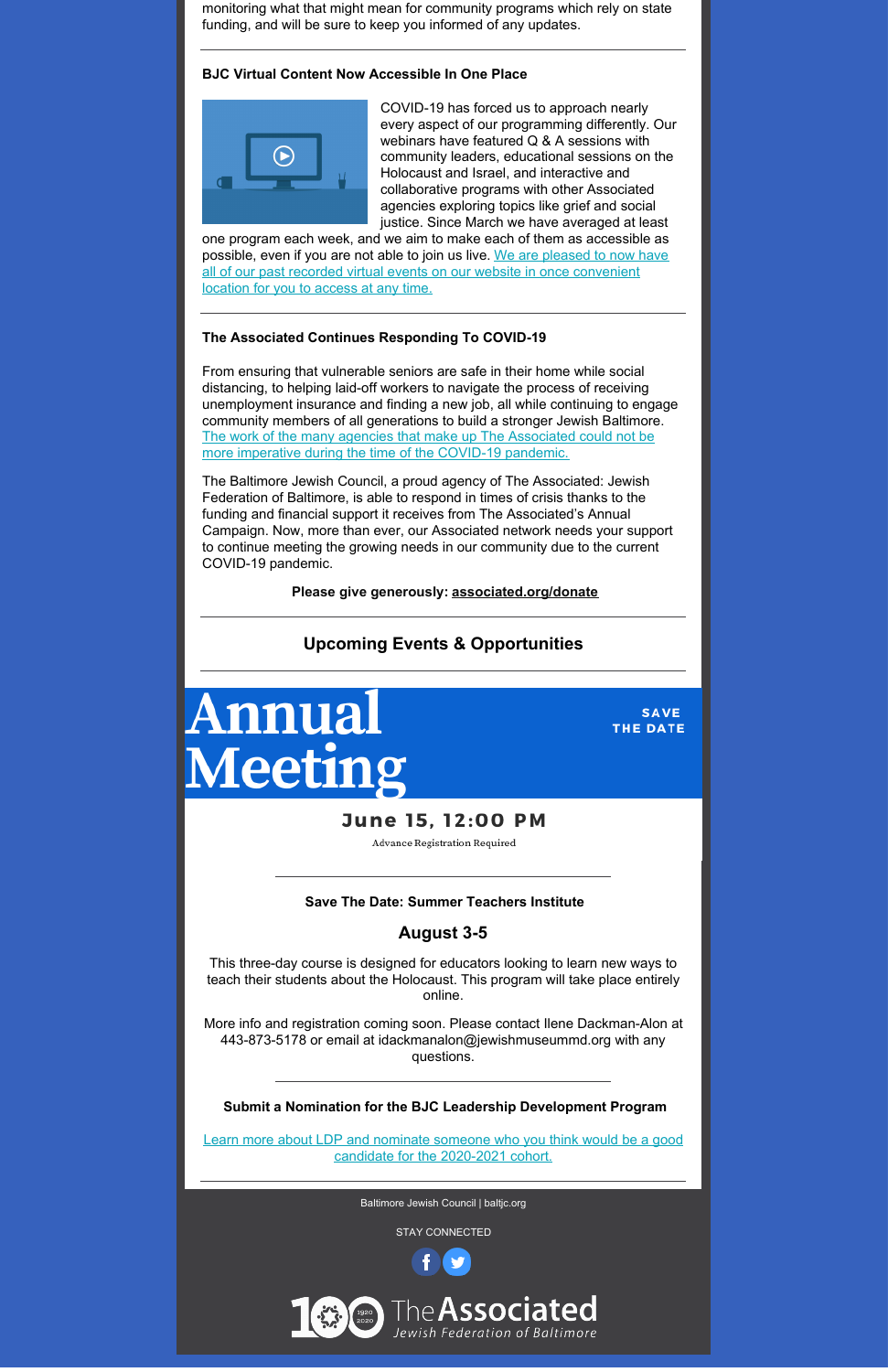monitoring what that might mean for community programs which rely on state funding, and will be sure to keep you informed of any updates.

---

**BJC Virtual Content Now Accessible In One Place**

COVID-19 has forced us to approach nearly every aspect of our programming differently. Our webinars have featured Q & A sessions with community leaders, educational sessions on the Holocaust and Israel, and interactive and collaborative programs with other Associated agencies exploring topics like grief and social justice. Since March we have averaged at least one program each week, and we aim to make each of them as accessible as possible, even if you are not able to join us live. We are pleased to now have all of our past recorded virtual events on our website in once convenient location for you to access at any time.

---

**The Associated Continues Responding To COVID-19**

From ensuring that vulnerable seniors are safe in their home while social distancing, to helping laid-off workers to navigate the process of receiving unemployment insurance and finding a new job, all while continuing to engage community members of all generations to build a stronger Jewish Baltimore. The work of the many agencies that make up The Associated could not be more imperative during the time of the COVID-19 pandemic.

The Baltimore Jewish Council, a proud agency of The Associated: Jewish Federation of Baltimore, is able to respond in times of crisis thanks to the funding and financial support it receives from The Associated's Annual Campaign. Now, more than ever, our Associated network needs your support to continue meeting the growing needs in our community due to the current COVID-19 pandemic.

**Please give generously: associated.org/donate**

---

## Upcoming Events & Opportunities

---

# Annual Meeting

SAVE THE DATE

**June 15, 12:00 PM**

Advance Registration Required

---

**Save The Date: Summer Teachers Institute**

### August 3-5

This three-day course is designed for educators looking to learn new ways to teach their students about the Holocaust. This program will take place entirely online.

More info and registration coming soon. Please contact Ilene Dackman-Alon at 443-873-5178 or email at idackmanalon@jewishmuseummd.org with any questions.

---

**Submit a Nomination for the BJC Leadership Development Program**

Learn more about LDP and nominate someone who you think would be a good candidate for the 2020-2021 cohort.

---

Baltimore Jewish Council | baltjc.org

STAY CONNECTED

100 1920 2020 The Associated Jewish Federation of Baltimore